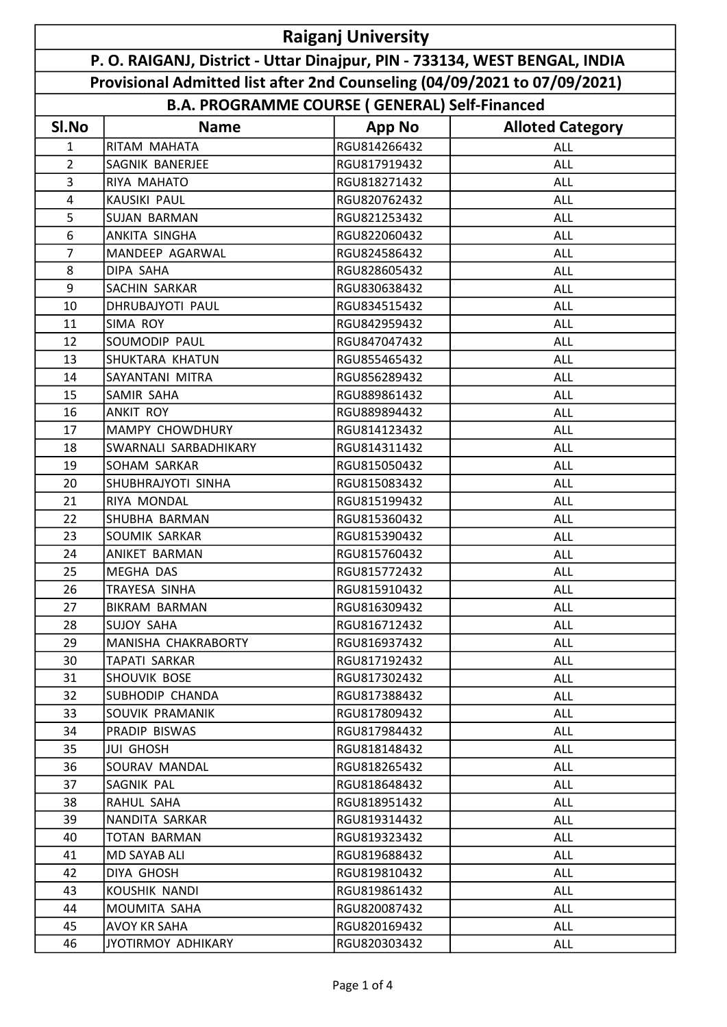# Raiganj University

## P. O. RAIGANJ, District - Uttar Dinajpur, PIN - 733134, WEST BENGAL, INDIA

### Provisional Admitted list after 2nd Counseling (04/09/2021 to 07/09/2021)

### B.A. PROGRAMME COURSE ( GENERAL) Self-Financed

| Sl.No | Name | App No | Alloted Category |
|---|---|---|---|
| 1 | RITAM MAHATA | RGU814266432 | ALL |
| 2 | SAGNIK BANERJEE | RGU817919432 | ALL |
| 3 | RIYA MAHATO | RGU818271432 | ALL |
| 4 | KAUSIKI PAUL | RGU820762432 | ALL |
| 5 | SUJAN BARMAN | RGU821253432 | ALL |
| 6 | ANKITA SINGHA | RGU822060432 | ALL |
| 7 | MANDEEP AGARWAL | RGU824586432 | ALL |
| 8 | DIPA SAHA | RGU828605432 | ALL |
| 9 | SACHIN SARKAR | RGU830638432 | ALL |
| 10 | DHRUBAJYOTI PAUL | RGU834515432 | ALL |
| 11 | SIMA ROY | RGU842959432 | ALL |
| 12 | SOUMODIP PAUL | RGU847047432 | ALL |
| 13 | SHUKTARA KHATUN | RGU855465432 | ALL |
| 14 | SAYANTANI MITRA | RGU856289432 | ALL |
| 15 | SAMIR SAHA | RGU889861432 | ALL |
| 16 | ANKIT ROY | RGU889894432 | ALL |
| 17 | MAMPY CHOWDHURY | RGU814123432 | ALL |
| 18 | SWARNALI SARBADHIKARY | RGU814311432 | ALL |
| 19 | SOHAM SARKAR | RGU815050432 | ALL |
| 20 | SHUBHRAJYOTI SINHA | RGU815083432 | ALL |
| 21 | RIYA MONDAL | RGU815199432 | ALL |
| 22 | SHUBHA BARMAN | RGU815360432 | ALL |
| 23 | SOUMIK SARKAR | RGU815390432 | ALL |
| 24 | ANIKET BARMAN | RGU815760432 | ALL |
| 25 | MEGHA DAS | RGU815772432 | ALL |
| 26 | TRAYESA SINHA | RGU815910432 | ALL |
| 27 | BIKRAM BARMAN | RGU816309432 | ALL |
| 28 | SUJOY SAHA | RGU816712432 | ALL |
| 29 | MANISHA CHAKRABORTY | RGU816937432 | ALL |
| 30 | TAPATI SARKAR | RGU817192432 | ALL |
| 31 | SHOUVIK BOSE | RGU817302432 | ALL |
| 32 | SUBHODIP CHANDA | RGU817388432 | ALL |
| 33 | SOUVIK PRAMANIK | RGU817809432 | ALL |
| 34 | PRADIP BISWAS | RGU817984432 | ALL |
| 35 | JUI GHOSH | RGU818148432 | ALL |
| 36 | SOURAV MANDAL | RGU818265432 | ALL |
| 37 | SAGNIK PAL | RGU818648432 | ALL |
| 38 | RAHUL SAHA | RGU818951432 | ALL |
| 39 | NANDITA SARKAR | RGU819314432 | ALL |
| 40 | TOTAN BARMAN | RGU819323432 | ALL |
| 41 | MD SAYAB ALI | RGU819688432 | ALL |
| 42 | DIYA GHOSH | RGU819810432 | ALL |
| 43 | KOUSHIK NANDI | RGU819861432 | ALL |
| 44 | MOUMITA SAHA | RGU820087432 | ALL |
| 45 | AVOY KR SAHA | RGU820169432 | ALL |
| 46 | JYOTIRMOY ADHIKARY | RGU820303432 | ALL |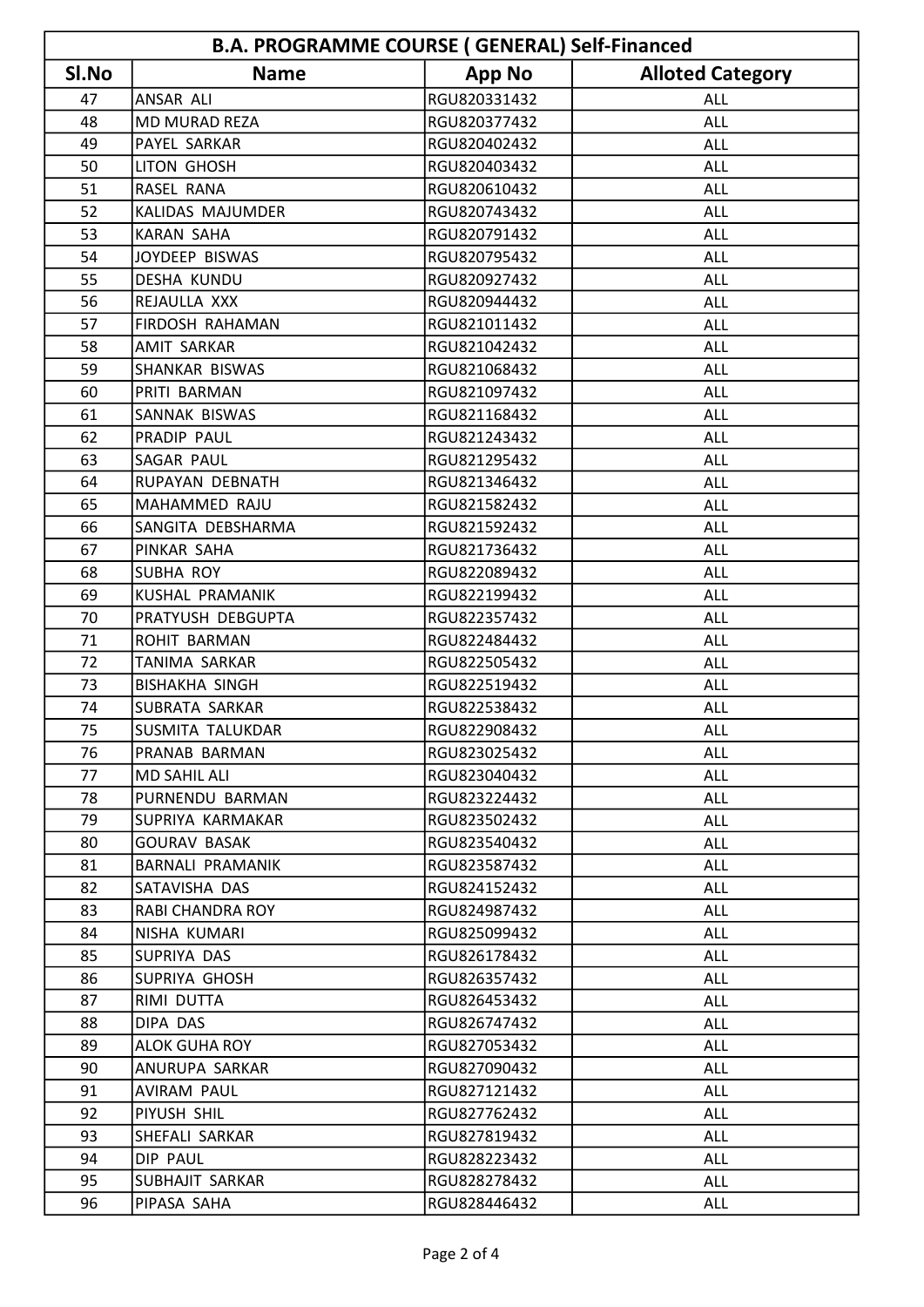| B.A. PROGRAMME COURSE ( GENERAL) Self-Financed | | | |
|---|---|---|---|
| Sl.No | Name | App No | Alloted Category |
| 47 | ANSAR ALI | RGU820331432 | ALL |
| 48 | MD MURAD REZA | RGU820377432 | ALL |
| 49 | PAYEL SARKAR | RGU820402432 | ALL |
| 50 | LITON GHOSH | RGU820403432 | ALL |
| 51 | RASEL RANA | RGU820610432 | ALL |
| 52 | KALIDAS MAJUMDER | RGU820743432 | ALL |
| 53 | KARAN SAHA | RGU820791432 | ALL |
| 54 | JOYDEEP BISWAS | RGU820795432 | ALL |
| 55 | DESHA KUNDU | RGU820927432 | ALL |
| 56 | REJAULLA XXX | RGU820944432 | ALL |
| 57 | FIRDOSH RAHAMAN | RGU821011432 | ALL |
| 58 | AMIT SARKAR | RGU821042432 | ALL |
| 59 | SHANKAR BISWAS | RGU821068432 | ALL |
| 60 | PRITI BARMAN | RGU821097432 | ALL |
| 61 | SANNAK BISWAS | RGU821168432 | ALL |
| 62 | PRADIP PAUL | RGU821243432 | ALL |
| 63 | SAGAR PAUL | RGU821295432 | ALL |
| 64 | RUPAYAN DEBNATH | RGU821346432 | ALL |
| 65 | MAHAMMED RAJU | RGU821582432 | ALL |
| 66 | SANGITA DEBSHARMA | RGU821592432 | ALL |
| 67 | PINKAR SAHA | RGU821736432 | ALL |
| 68 | SUBHA ROY | RGU822089432 | ALL |
| 69 | KUSHAL PRAMANIK | RGU822199432 | ALL |
| 70 | PRATYUSH DEBGUPTA | RGU822357432 | ALL |
| 71 | ROHIT BARMAN | RGU822484432 | ALL |
| 72 | TANIMA SARKAR | RGU822505432 | ALL |
| 73 | BISHAKHA SINGH | RGU822519432 | ALL |
| 74 | SUBRATA SARKAR | RGU822538432 | ALL |
| 75 | SUSMITA TALUKDAR | RGU822908432 | ALL |
| 76 | PRANAB BARMAN | RGU823025432 | ALL |
| 77 | MD SAHIL ALI | RGU823040432 | ALL |
| 78 | PURNENDU BARMAN | RGU823224432 | ALL |
| 79 | SUPRIYA KARMAKAR | RGU823502432 | ALL |
| 80 | GOURAV BASAK | RGU823540432 | ALL |
| 81 | BARNALI PRAMANIK | RGU823587432 | ALL |
| 82 | SATAVISHA DAS | RGU824152432 | ALL |
| 83 | RABI CHANDRA ROY | RGU824987432 | ALL |
| 84 | NISHA KUMARI | RGU825099432 | ALL |
| 85 | SUPRIYA DAS | RGU826178432 | ALL |
| 86 | SUPRIYA GHOSH | RGU826357432 | ALL |
| 87 | RIMI DUTTA | RGU826453432 | ALL |
| 88 | DIPA DAS | RGU826747432 | ALL |
| 89 | ALOK GUHA ROY | RGU827053432 | ALL |
| 90 | ANURUPA SARKAR | RGU827090432 | ALL |
| 91 | AVIRAM PAUL | RGU827121432 | ALL |
| 92 | PIYUSH SHIL | RGU827762432 | ALL |
| 93 | SHEFALI SARKAR | RGU827819432 | ALL |
| 94 | DIP PAUL | RGU828223432 | ALL |
| 95 | SUBHAJIT SARKAR | RGU828278432 | ALL |
| 96 | PIPASA SAHA | RGU828446432 | ALL |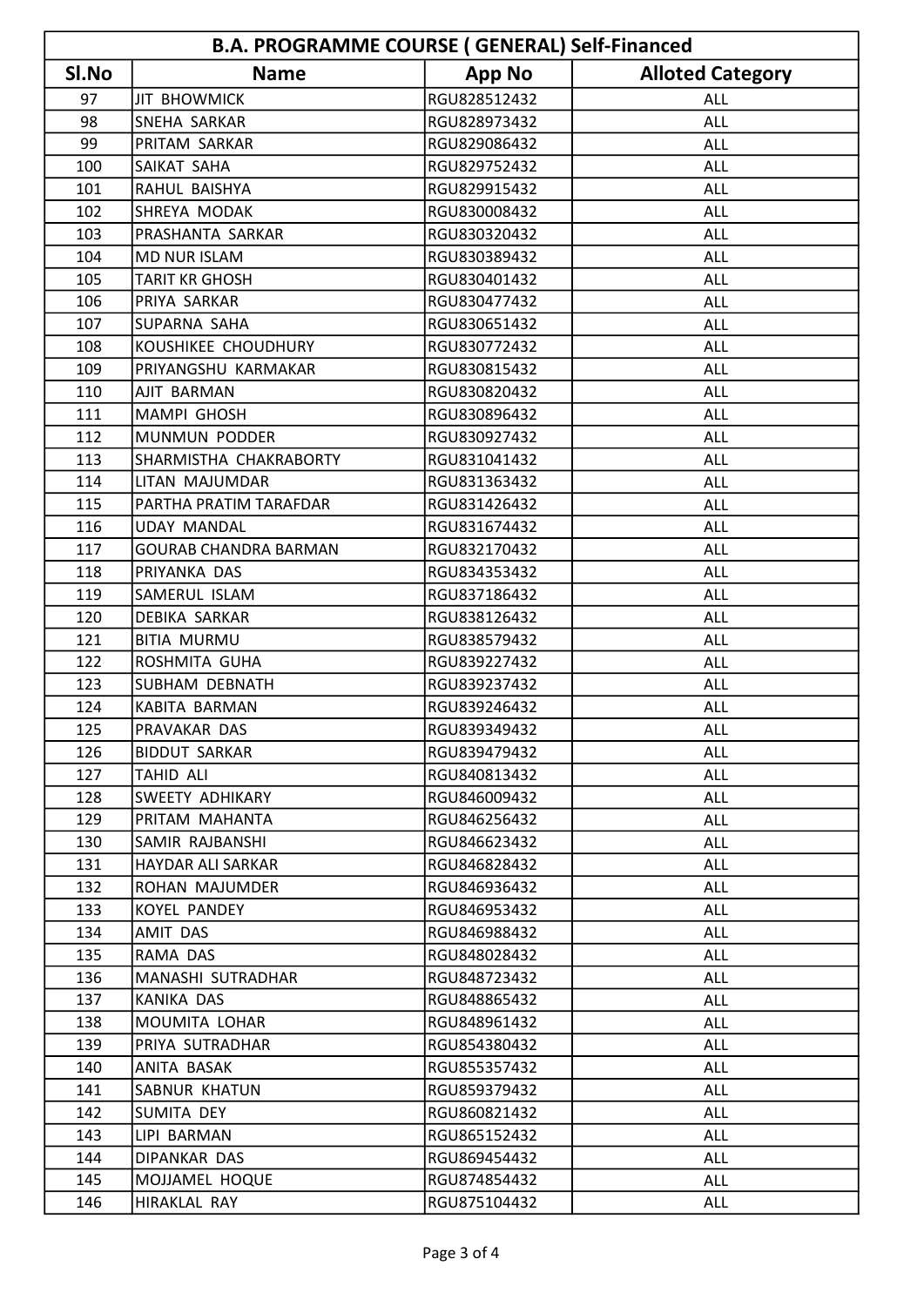| B.A. PROGRAMME COURSE ( GENERAL) Self-Financed | | | |
|---|---|---|---|
| Sl.No | Name | App No | Alloted Category |
| 97 | JIT BHOWMICK | RGU828512432 | ALL |
| 98 | SNEHA SARKAR | RGU828973432 | ALL |
| 99 | PRITAM SARKAR | RGU829086432 | ALL |
| 100 | SAIKAT SAHA | RGU829752432 | ALL |
| 101 | RAHUL BAISHYA | RGU829915432 | ALL |
| 102 | SHREYA MODAK | RGU830008432 | ALL |
| 103 | PRASHANTA SARKAR | RGU830320432 | ALL |
| 104 | MD NUR ISLAM | RGU830389432 | ALL |
| 105 | TARIT KR GHOSH | RGU830401432 | ALL |
| 106 | PRIYA SARKAR | RGU830477432 | ALL |
| 107 | SUPARNA SAHA | RGU830651432 | ALL |
| 108 | KOUSHIKEE CHOUDHURY | RGU830772432 | ALL |
| 109 | PRIYANGSHU KARMAKAR | RGU830815432 | ALL |
| 110 | AJIT BARMAN | RGU830820432 | ALL |
| 111 | MAMPI GHOSH | RGU830896432 | ALL |
| 112 | MUNMUN PODDER | RGU830927432 | ALL |
| 113 | SHARMISTHA CHAKRABORTY | RGU831041432 | ALL |
| 114 | LITAN MAJUMDAR | RGU831363432 | ALL |
| 115 | PARTHA PRATIM TARAFDAR | RGU831426432 | ALL |
| 116 | UDAY MANDAL | RGU831674432 | ALL |
| 117 | GOURAB CHANDRA BARMAN | RGU832170432 | ALL |
| 118 | PRIYANKA DAS | RGU834353432 | ALL |
| 119 | SAMERUL ISLAM | RGU837186432 | ALL |
| 120 | DEBIKA SARKAR | RGU838126432 | ALL |
| 121 | BITIA MURMU | RGU838579432 | ALL |
| 122 | ROSHMITA GUHA | RGU839227432 | ALL |
| 123 | SUBHAM DEBNATH | RGU839237432 | ALL |
| 124 | KABITA BARMAN | RGU839246432 | ALL |
| 125 | PRAVAKAR DAS | RGU839349432 | ALL |
| 126 | BIDDUT SARKAR | RGU839479432 | ALL |
| 127 | TAHID ALI | RGU840813432 | ALL |
| 128 | SWEETY ADHIKARY | RGU846009432 | ALL |
| 129 | PRITAM MAHANTA | RGU846256432 | ALL |
| 130 | SAMIR RAJBANSHI | RGU846623432 | ALL |
| 131 | HAYDAR ALI SARKAR | RGU846828432 | ALL |
| 132 | ROHAN MAJUMDER | RGU846936432 | ALL |
| 133 | KOYEL PANDEY | RGU846953432 | ALL |
| 134 | AMIT DAS | RGU846988432 | ALL |
| 135 | RAMA DAS | RGU848028432 | ALL |
| 136 | MANASHI SUTRADHAR | RGU848723432 | ALL |
| 137 | KANIKA DAS | RGU848865432 | ALL |
| 138 | MOUMITA LOHAR | RGU848961432 | ALL |
| 139 | PRIYA SUTRADHAR | RGU854380432 | ALL |
| 140 | ANITA BASAK | RGU855357432 | ALL |
| 141 | SABNUR KHATUN | RGU859379432 | ALL |
| 142 | SUMITA DEY | RGU860821432 | ALL |
| 143 | LIPI BARMAN | RGU865152432 | ALL |
| 144 | DIPANKAR DAS | RGU869454432 | ALL |
| 145 | MOJJAMEL HOQUE | RGU874854432 | ALL |
| 146 | HIRAKLAL RAY | RGU875104432 | ALL |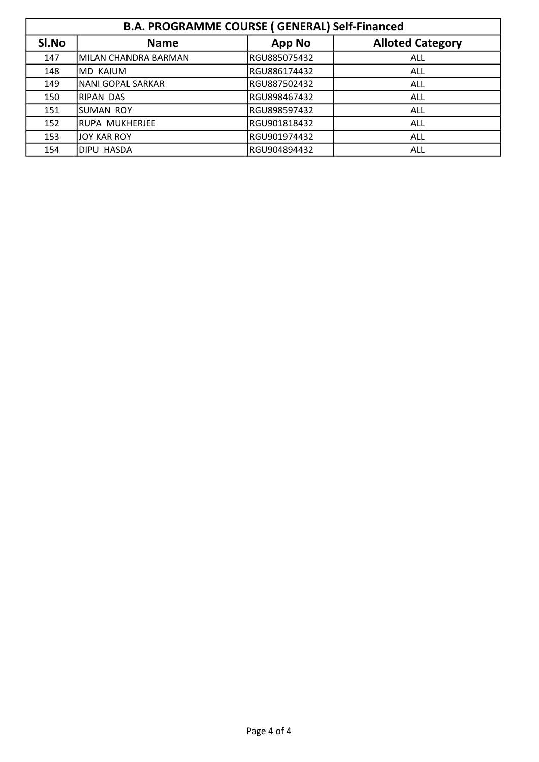| B.A. PROGRAMME COURSE ( GENERAL) Self-Financed | | | |
|---|---|---|---|
| **Sl.No** | **Name** | **App No** | **Alloted Category** |
| 147 | MILAN CHANDRA BARMAN | RGU885075432 | ALL |
| 148 | MD KAIUM | RGU886174432 | ALL |
| 149 | NANI GOPAL SARKAR | RGU887502432 | ALL |
| 150 | RIPAN DAS | RGU898467432 | ALL |
| 151 | SUMAN ROY | RGU898597432 | ALL |
| 152 | RUPA MUKHERJEE | RGU901818432 | ALL |
| 153 | JOY KAR ROY | RGU901974432 | ALL |
| 154 | DIPU HASDA | RGU904894432 | ALL |